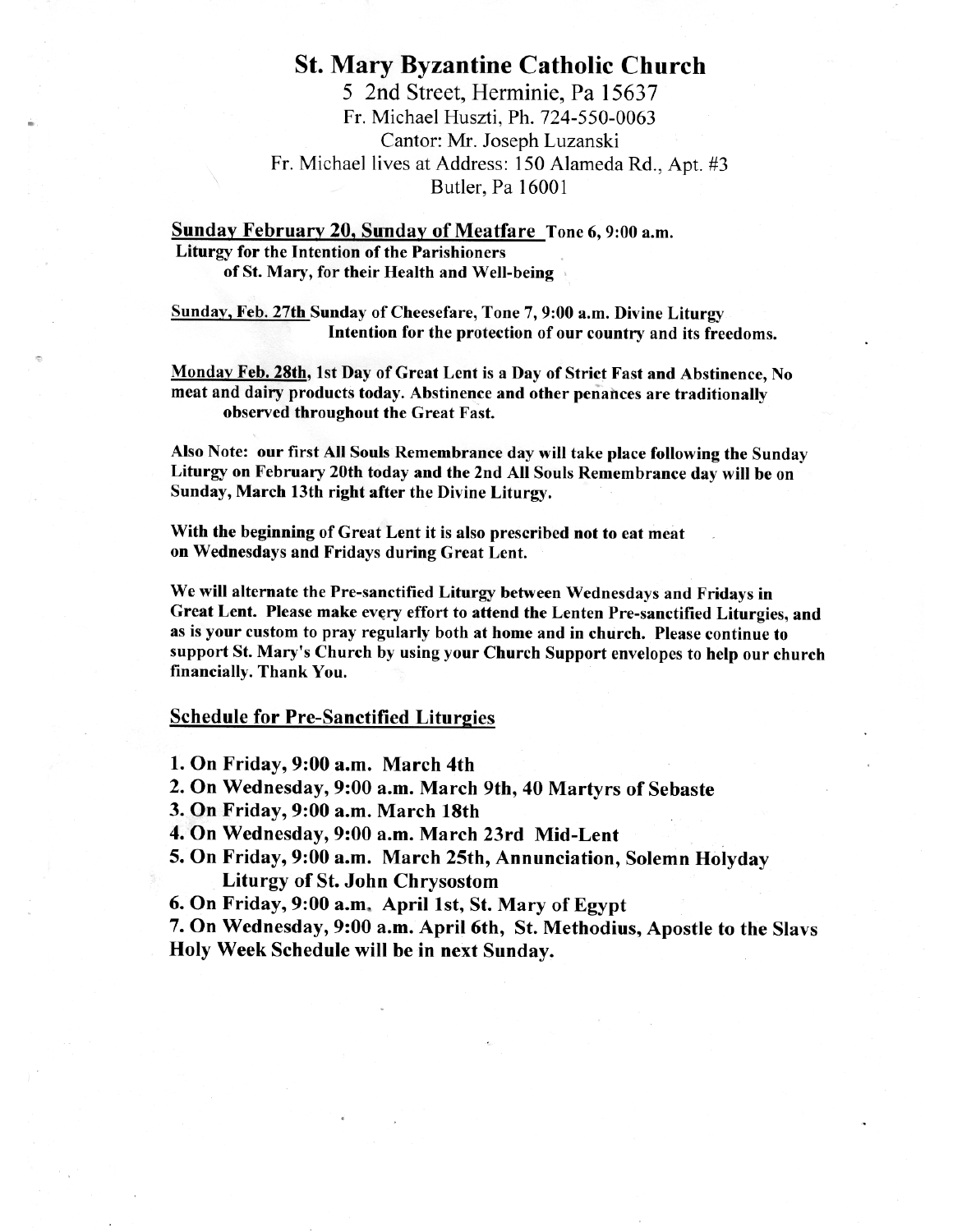# St. Mary Byzantine Catholic Church

5 2nd Street, Herminie, Pa 15637
Fr. Michael Huszti, Ph. 724-550-0063
Cantor: Mr. Joseph Luzanski
Fr. Michael lives at Address: 150 Alameda Rd., Apt. #3
Butler, Pa 16001

**Sunday February 20, Sunday of Meatfare** **Tone 6, 9:00 a.m.**
**Liturgy for the Intention of the Parishioners of St. Mary, for their Health and Well-being**

Sunday, Feb. 27th Sunday of Cheesefare, Tone 7, 9:00 a.m. Divine Liturgy
**Intention for the protection of our country and its freedoms.**

**Monday Feb. 28th, 1st Day of Great Lent is a Day of Strict Fast and Abstinence, No meat and dairy products today. Abstinence and other penances are traditionally observed throughout the Great Fast.**

**Also Note: our first All Souls Remembrance day will take place following the Sunday Liturgy on February 20th today and the 2nd All Souls Remembrance day will be on Sunday, March 13th right after the Divine Liturgy.**

**With the beginning of Great Lent it is also prescribed not to eat meat on Wednesdays and Fridays during Great Lent.**

**We will alternate the Pre-sanctified Liturgy between Wednesdays and Fridays in Great Lent. Please make every effort to attend the Lenten Pre-sanctified Liturgies, and as is your custom to pray regularly both at home and in church. Please continue to support St. Mary's Church by using your Church Support envelopes to help our church financially. Thank You.**

## Schedule for Pre-Sanctified Liturgies

1. **On Friday, 9:00 a.m. March 4th**
2. **On Wednesday, 9:00 a.m. March 9th, 40 Martyrs of Sebaste**
3. **On Friday, 9:00 a.m. March 18th**
4. **On Wednesday, 9:00 a.m. March 23rd Mid-Lent**
5. **On Friday, 9:00 a.m. March 25th, Annunciation, Solemn Holyday Liturgy of St. John Chrysostom**
6. **On Friday, 9:00 a.m. April 1st, St. Mary of Egypt**
7. **On Wednesday, 9:00 a.m. April 6th, St. Methodius, Apostle to the Slavs**

**Holy Week Schedule will be in next Sunday.**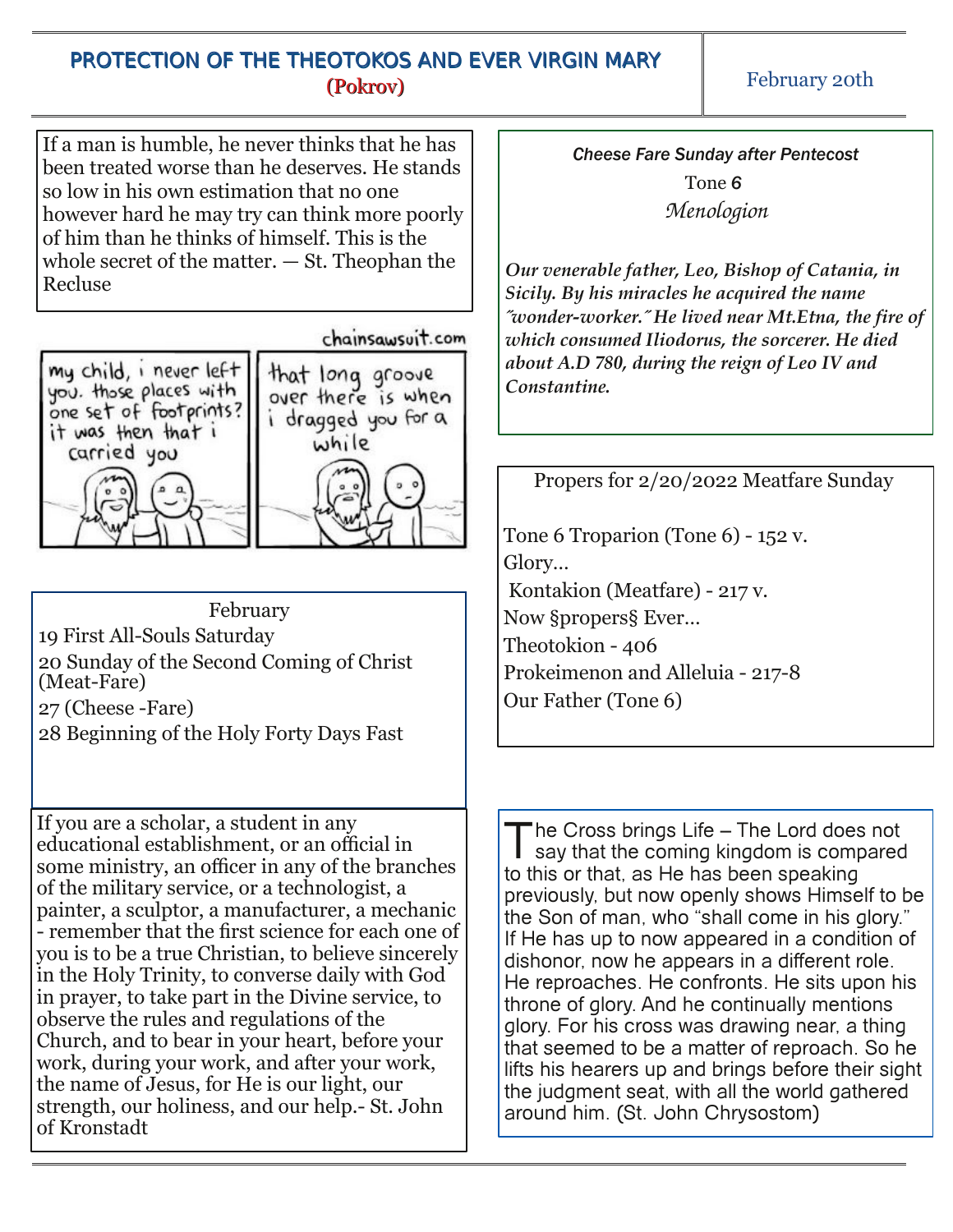# PROTECTION OF THE THEOTOKOS AND EVER VIRGIN MARY

**(Pokrov)**

February 20th

If a man is humble, he never thinks that he has been treated worse than he deserves. He stands so low in his own estimation that no one however hard he may try can think more poorly of him than he thinks of himself. This is the whole secret of the matter. — St. Theophan the Recluse

chainsawsuit.com

my child, i never left you. those places with one set of footprints? it was then that i carried you

that long groove over there is when i dragged you for a while

February

19 First All-Souls Saturday

20 Sunday of the Second Coming of Christ (Meat-Fare)

27 (Cheese -Fare)

28 Beginning of the Holy Forty Days Fast

If you are a scholar, a student in any educational establishment, or an official in some ministry, an officer in any of the branches of the military service, or a technologist, a painter, a sculptor, a manufacturer, a mechanic - remember that the first science for each one of you is to be a true Christian, to believe sincerely in the Holy Trinity, to converse daily with God in prayer, to take part in the Divine service, to observe the rules and regulations of the Church, and to bear in your heart, before your work, during your work, and after your work, the name of Jesus, for He is our light, our strength, our holiness, and our help.- St. John of Kronstadt

*Cheese Fare Sunday after Pentecost*

Tone 6

*Menologion*

***Our venerable father, Leo, Bishop of Catania, in Sicily. By his miracles he acquired the name ˝wonder-worker.˝ He lived near Mt.Etna, the fire of which consumed Iliodorus, the sorcerer. He died about A.D 780, during the reign of Leo IV and Constantine.***

Propers for 2/20/2022 Meatfare Sunday

Tone 6 Troparion (Tone 6) - 152 v.

Glory…

Kontakion (Meatfare) - 217 v.

Now §propers§ Ever…

Theotokion - 406

Prokeimenon and Alleluia - 217-8

Our Father (Tone 6)

The Cross brings Life – The Lord does not say that the coming kingdom is compared to this or that, as He has been speaking previously, but now openly shows Himself to be the Son of man, who "shall come in his glory." If He has up to now appeared in a condition of dishonor, now he appears in a different role. He reproaches. He confronts. He sits upon his throne of glory. And he continually mentions glory. For his cross was drawing near, a thing that seemed to be a matter of reproach. So he lifts his hearers up and brings before their sight the judgment seat, with all the world gathered around him. (St. John Chrysostom)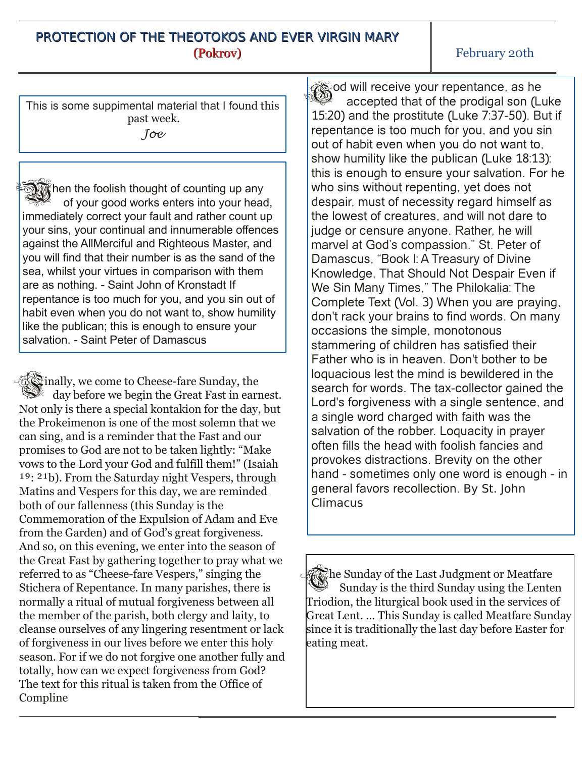# PROTECTION OF THE THEOTOKOS AND EVER VIRGIN MARY

**(Pokrov)**

February 20th

This is some suppimental material that I found this past week.

*Joe*

When the foolish thought of counting up any of your good works enters into your head, immediately correct your fault and rather count up your sins, your continual and innumerable offences against the AllMerciful and Righteous Master, and you will find that their number is as the sand of the sea, whilst your virtues in comparison with them are as nothing. - Saint John of Kronstadt If repentance is too much for you, and you sin out of habit even when you do not want to, show humility like the publican; this is enough to ensure your salvation. - Saint Peter of Damascus

Finally, we come to Cheese-fare Sunday, the day before we begin the Great Fast in earnest. Not only is there a special kontakion for the day, but the Prokeimenon is one of the most solemn that we can sing, and is a reminder that the Fast and our promises to God are not to be taken lightly: "Make vows to the Lord your God and fulfill them!" (Isaiah 19: 21b). From the Saturday night Vespers, through Matins and Vespers for this day, we are reminded both of our fallenness (this Sunday is the Commemoration of the Expulsion of Adam and Eve from the Garden) and of God's great forgiveness. And so, on this evening, we enter into the season of the Great Fast by gathering together to pray what we referred to as "Cheese-fare Vespers," singing the Stichera of Repentance. In many parishes, there is normally a ritual of mutual forgiveness between all the member of the parish, both clergy and laity, to cleanse ourselves of any lingering resentment or lack of forgiveness in our lives before we enter this holy season. For if we do not forgive one another fully and totally, how can we expect forgiveness from God? The text for this ritual is taken from the Office of Compline

God will receive your repentance, as he accepted that of the prodigal son (Luke 15:20) and the prostitute (Luke 7:37-50). But if repentance is too much for you, and you sin out of habit even when you do not want to, show humility like the publican (Luke 18:13): this is enough to ensure your salvation. For he who sins without repenting, yet does not despair, must of necessity regard himself as the lowest of creatures, and will not dare to judge or censure anyone. Rather, he will marvel at God's compassion." St. Peter of Damascus, "Book I: A Treasury of Divine Knowledge, That Should Not Despair Even if We Sin Many Times," The Philokalia: The Complete Text (Vol. 3) When you are praying, don't rack your brains to find words. On many occasions the simple, monotonous stammering of children has satisfied their Father who is in heaven. Don't bother to be loquacious lest the mind is bewildered in the search for words. The tax-collector gained the Lord's forgiveness with a single sentence, and a single word charged with faith was the salvation of the robber. Loquacity in prayer often fills the head with foolish fancies and provokes distractions. Brevity on the other hand - sometimes only one word is enough - in general favors recollection. By St. John Climacus

The Sunday of the Last Judgment or Meatfare Sunday is the third Sunday using the Lenten Triodion, the liturgical book used in the services of Great Lent. ... This Sunday is called Meatfare Sunday since it is traditionally the last day before Easter for eating meat.